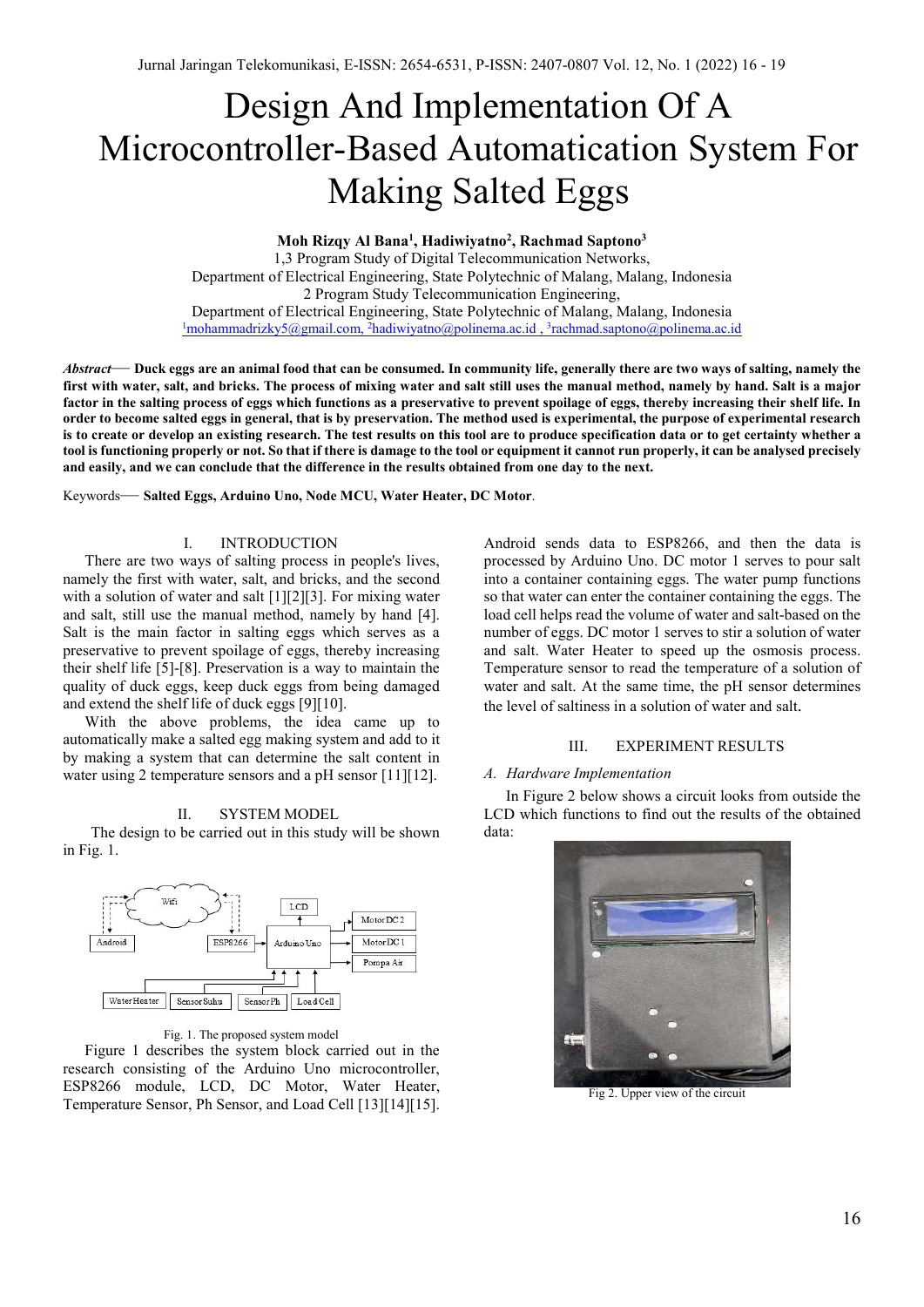# Design And Implementation Of A Microcontroller-Based Automatication System For Making Salted Eggs

**Moh Rizqy Al Bana[1], Hadiwiyatno[2], Rachmad Saptono[3]**

1,3 Program Study of Digital Telecommunication Networks,
Department of Electrical Engineering, State Polytechnic of Malang, Malang, Indonesia
2 Program Study Telecommunication Engineering,
Department of Electrical Engineering, State Polytechnic of Malang, Malang, Indonesia
[1]mohammadrizky5@gmail.com, [2]hadiwiyatno@polinema.ac.id , [3]rachmad.saptono@polinema.ac.id

***Abstract*— Duck eggs are an animal food that can be consumed. In community life, generally there are two ways of salting, namely the first with water, salt, and bricks. The process of mixing water and salt still uses the manual method, namely by hand. Salt is a major factor in the salting process of eggs which functions as a preservative to prevent spoilage of eggs, thereby increasing their shelf life. In order to become salted eggs in general, that is by preservation. The method used is experimental, the purpose of experimental research is to create or develop an existing research. The test results on this tool are to produce specification data or to get certainty whether a tool is functioning properly or not. So that if there is damage to the tool or equipment it cannot run properly, it can be analysed precisely and easily, and we can conclude that the difference in the results obtained from one day to the next.**

Keywords— **Salted Eggs, Arduino Uno, Node MCU, Water Heater, DC Motor**.

## I. INTRODUCTION

There are two ways of salting process in people's lives, namely the first with water, salt, and bricks, and the second with a solution of water and salt [1][2][3]. For mixing water and salt, still use the manual method, namely by hand [4]. Salt is the main factor in salting eggs which serves as a preservative to prevent spoilage of eggs, thereby increasing their shelf life [5]-[8]. Preservation is a way to maintain the quality of duck eggs, keep duck eggs from being damaged and extend the shelf life of duck eggs [9][10].

With the above problems, the idea came up to automatically make a salted egg making system and add to it by making a system that can determine the salt content in water using 2 temperature sensors and a pH sensor [11][12].

## II. SYSTEM MODEL

The design to be carried out in this study will be shown in Fig. 1.

Fig. 1. The proposed system model

Figure 1 describes the system block carried out in the research consisting of the Arduino Uno microcontroller, ESP8266 module, LCD, DC Motor, Water Heater, Temperature Sensor, Ph Sensor, and Load Cell [13][14][15]. Android sends data to ESP8266, and then the data is processed by Arduino Uno. DC motor 1 serves to pour salt into a container containing eggs. The water pump functions so that water can enter the container containing the eggs. The load cell helps read the volume of water and salt-based on the number of eggs. DC motor 1 serves to stir a solution of water and salt. Water Heater to speed up the osmosis process. Temperature sensor to read the temperature of a solution of water and salt. At the same time, the pH sensor determines the level of saltiness in a solution of water and salt.

## III. EXPERIMENT RESULTS

### *A. Hardware Implementation*

In Figure 2 below shows a circuit looks from outside the LCD which functions to find out the results of the obtained data:

Fig 2. Upper view of the circuit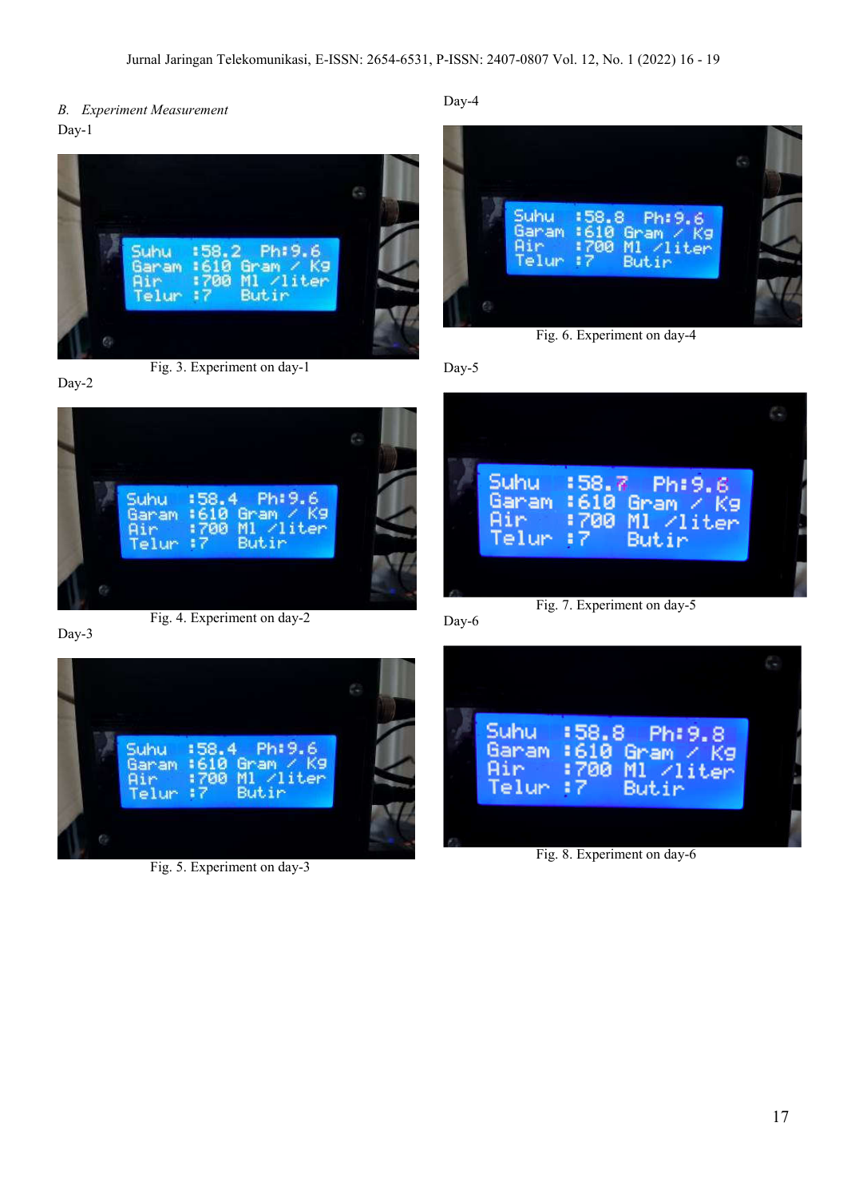## B. *Experiment Measurement*

Day-1

Fig. 3. Experiment on day-1

Day-2

Fig. 4. Experiment on day-2

Day-3

Fig. 5. Experiment on day-3

Day-4

Fig. 6. Experiment on day-4

Day-5

Fig. 7. Experiment on day-5

Day-6

Fig. 8. Experiment on day-6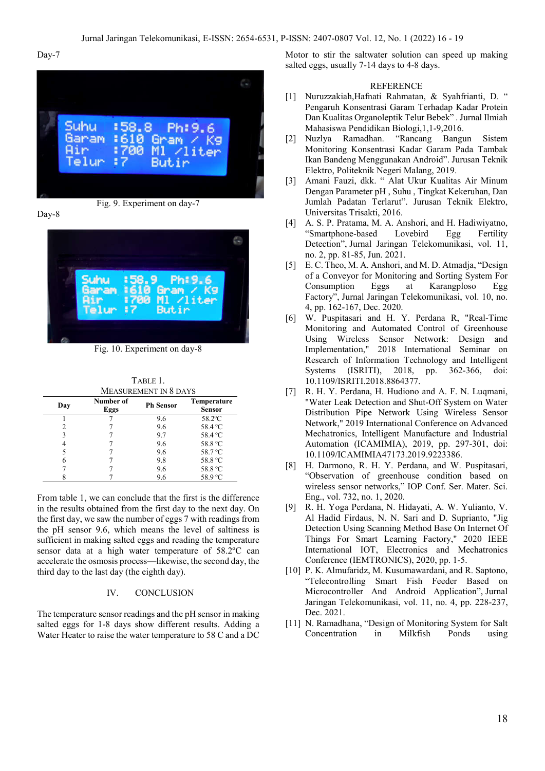Day-7

Fig. 9. Experiment on day-7

Day-8

Fig. 10. Experiment on day-8

TABLE 1.
MEASUREMENT IN 8 DAYS

| Day | Number of Eggs | Ph Sensor | Temperature Sensor |
|---|---|---|---|
| 1 | 7 | 9.6 | 58.2ºC |
| 2 | 7 | 9.6 | 58.4 ºC |
| 3 | 7 | 9.7 | 58.4 ºC |
| 4 | 7 | 9.6 | 58.8 ºC |
| 5 | 7 | 9.6 | 58.7 ºC |
| 6 | 7 | 9.8 | 58.8 ºC |
| 7 | 7 | 9.6 | 58.8 ºC |
| 8 | 7 | 9.6 | 58.9 ºC |

From table 1, we can conclude that the first is the difference in the results obtained from the first day to the next day. On the first day, we saw the number of eggs 7 with readings from the pH sensor 9.6, which means the level of saltiness is sufficient in making salted eggs and reading the temperature sensor data at a high water temperature of 58.2ºC can accelerate the osmosis process—likewise, the second day, the third day to the last day (the eighth day).

## IV. CONCLUSION

The temperature sensor readings and the pH sensor in making salted eggs for 1-8 days show different results. Adding a Water Heater to raise the water temperature to 58 C and a DC Motor to stir the saltwater solution can speed up making salted eggs, usually 7-14 days to 4-8 days.

## REFERENCE

[1] Nuruzzakiah,Hafnati Rahmatan, & Syahfrianti, D. " Pengaruh Konsentrasi Garam Terhadap Kadar Protein Dan Kualitas Organoleptik Telur Bebek" . Jurnal Ilmiah Mahasiswa Pendidikan Biologi,1,1-9,2016.

[2] Nuzlya Ramadhan. "Rancang Bangun Sistem Monitoring Konsentrasi Kadar Garam Pada Tambak Ikan Bandeng Menggunakan Android". Jurusan Teknik Elektro, Politeknik Negeri Malang, 2019.

[3] Amani Fauzi, dkk. " Alat Ukur Kualitas Air Minum Dengan Parameter pH , Suhu , Tingkat Kekeruhan, Dan Jumlah Padatan Terlarut". Jurusan Teknik Elektro, Universitas Trisakti, 2016.

[4] A. S. P. Pratama, M. A. Anshori, and H. Hadiwiyatno, "Smartphone-based Lovebird Egg Fertility Detection", Jurnal Jaringan Telekomunikasi, vol. 11, no. 2, pp. 81-85, Jun. 2021.

[5] E. C. Theo, M. A. Anshori, and M. D. Atmadja, "Design of a Conveyor for Monitoring and Sorting System For Consumption Eggs at Karangploso Egg Factory", Jurnal Jaringan Telekomunikasi, vol. 10, no. 4, pp. 162-167, Dec. 2020.

[6] W. Puspitasari and H. Y. Perdana R, "Real-Time Monitoring and Automated Control of Greenhouse Using Wireless Sensor Network: Design and Implementation," 2018 International Seminar on Research of Information Technology and Intelligent Systems (ISRITI), 2018, pp. 362-366, doi: 10.1109/ISRITI.2018.8864377.

[7] R. H. Y. Perdana, H. Hudiono and A. F. N. Luqmani, "Water Leak Detection and Shut-Off System on Water Distribution Pipe Network Using Wireless Sensor Network," 2019 International Conference on Advanced Mechatronics, Intelligent Manufacture and Industrial Automation (ICAMIMIA), 2019, pp. 297-301, doi: 10.1109/ICAMIMIA47173.2019.9223386.

[8] H. Darmono, R. H. Y. Perdana, and W. Puspitasari, "Observation of greenhouse condition based on wireless sensor networks," IOP Conf. Ser. Mater. Sci. Eng., vol. 732, no. 1, 2020.

[9] R. H. Yoga Perdana, N. Hidayati, A. W. Yulianto, V. Al Hadid Firdaus, N. N. Sari and D. Suprianto, "Jig Detection Using Scanning Method Base On Internet Of Things For Smart Learning Factory," 2020 IEEE International IOT, Electronics and Mechatronics Conference (IEMTRONICS), 2020, pp. 1-5.

[10] P. K. Almufaridz, M. Kusumawardani, and R. Saptono, "Telecontrolling Smart Fish Feeder Based on Microcontroller And Android Application", Jurnal Jaringan Telekomunikasi, vol. 11, no. 4, pp. 228-237, Dec. 2021.

[11] N. Ramadhana, "Design of Monitoring System for Salt Concentration in Milkfish Ponds using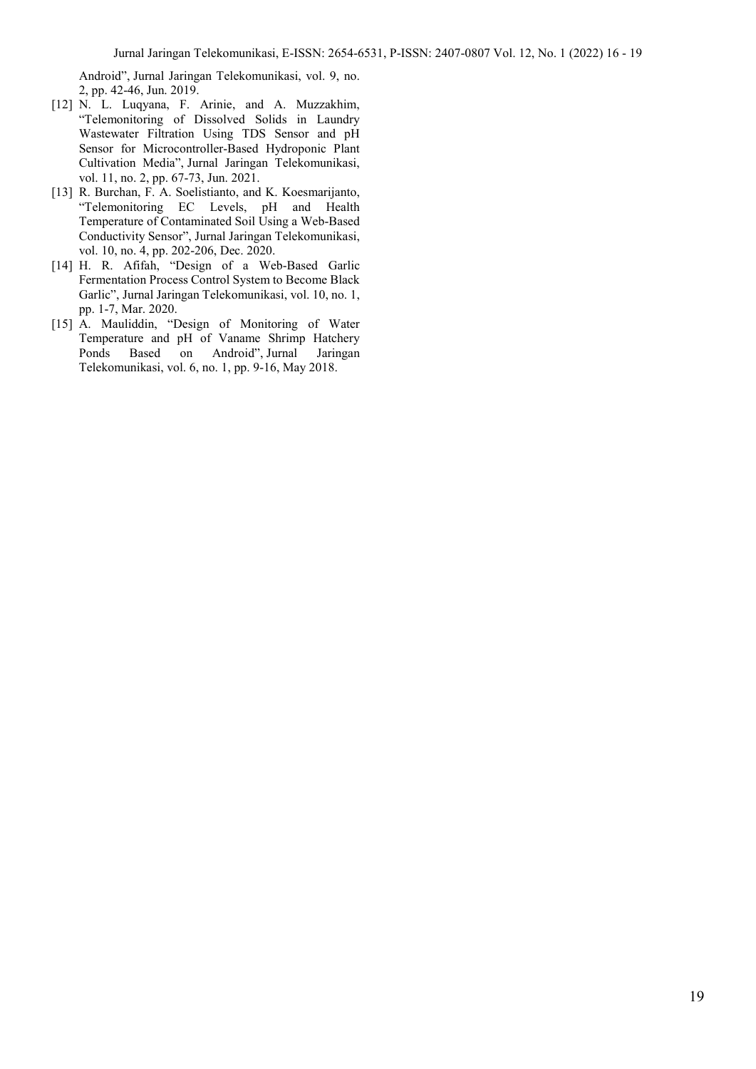Android", Jurnal Jaringan Telekomunikasi, vol. 9, no. 2, pp. 42-46, Jun. 2019.

[12] N. L. Luqyana, F. Arinie, and A. Muzzakhim, "Telemonitoring of Dissolved Solids in Laundry Wastewater Filtration Using TDS Sensor and pH Sensor for Microcontroller-Based Hydroponic Plant Cultivation Media", Jurnal Jaringan Telekomunikasi, vol. 11, no. 2, pp. 67-73, Jun. 2021.

[13] R. Burchan, F. A. Soelistianto, and K. Koesmarijanto, "Telemonitoring EC Levels, pH and Health Temperature of Contaminated Soil Using a Web-Based Conductivity Sensor", Jurnal Jaringan Telekomunikasi, vol. 10, no. 4, pp. 202-206, Dec. 2020.

[14] H. R. Afifah, "Design of a Web-Based Garlic Fermentation Process Control System to Become Black Garlic", Jurnal Jaringan Telekomunikasi, vol. 10, no. 1, pp. 1-7, Mar. 2020.

[15] A. Mauliddin, "Design of Monitoring of Water Temperature and pH of Vaname Shrimp Hatchery Ponds Based on Android", Jurnal Jaringan Telekomunikasi, vol. 6, no. 1, pp. 9-16, May 2018.